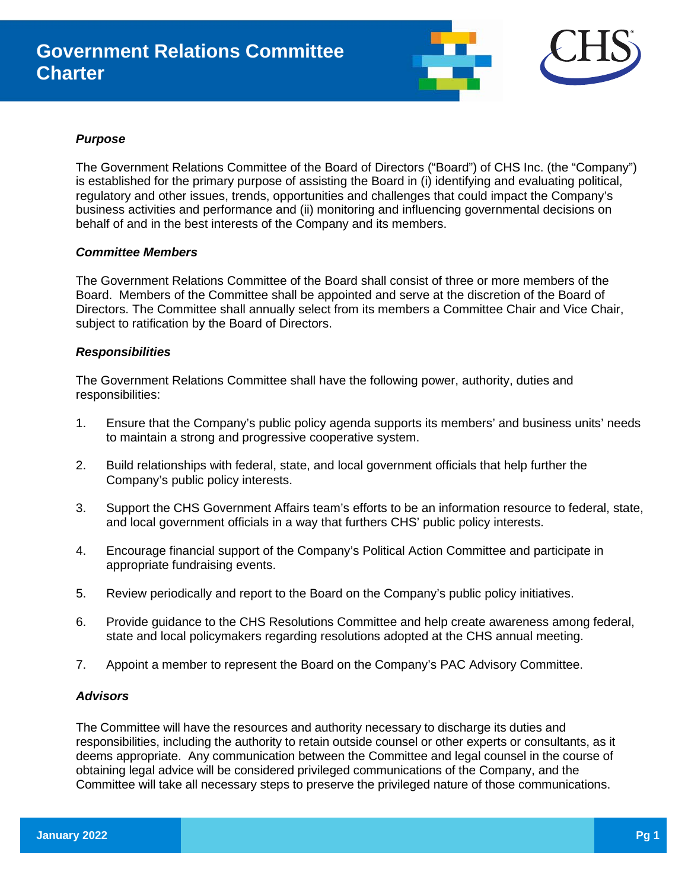# Government Relations Committee Charter

***Purpose***

The Government Relations Committee of the Board of Directors ("Board") of CHS Inc. (the "Company") is established for the primary purpose of assisting the Board in (i) identifying and evaluating political, regulatory and other issues, trends, opportunities and challenges that could impact the Company's business activities and performance and (ii) monitoring and influencing governmental decisions on behalf of and in the best interests of the Company and its members.

***Committee Members***

The Government Relations Committee of the Board shall consist of three or more members of the Board. Members of the Committee shall be appointed and serve at the discretion of the Board of Directors. The Committee shall annually select from its members a Committee Chair and Vice Chair, subject to ratification by the Board of Directors.

***Responsibilities***

The Government Relations Committee shall have the following power, authority, duties and responsibilities:

1. Ensure that the Company's public policy agenda supports its members' and business units' needs to maintain a strong and progressive cooperative system.

2. Build relationships with federal, state, and local government officials that help further the Company's public policy interests.

3. Support the CHS Government Affairs team's efforts to be an information resource to federal, state, and local government officials in a way that furthers CHS' public policy interests.

4. Encourage financial support of the Company's Political Action Committee and participate in appropriate fundraising events.

5. Review periodically and report to the Board on the Company's public policy initiatives.

6. Provide guidance to the CHS Resolutions Committee and help create awareness among federal, state and local policymakers regarding resolutions adopted at the CHS annual meeting.

7. Appoint a member to represent the Board on the Company's PAC Advisory Committee.

***Advisors***

The Committee will have the resources and authority necessary to discharge its duties and responsibilities, including the authority to retain outside counsel or other experts or consultants, as it deems appropriate. Any communication between the Committee and legal counsel in the course of obtaining legal advice will be considered privileged communications of the Company, and the Committee will take all necessary steps to preserve the privileged nature of those communications.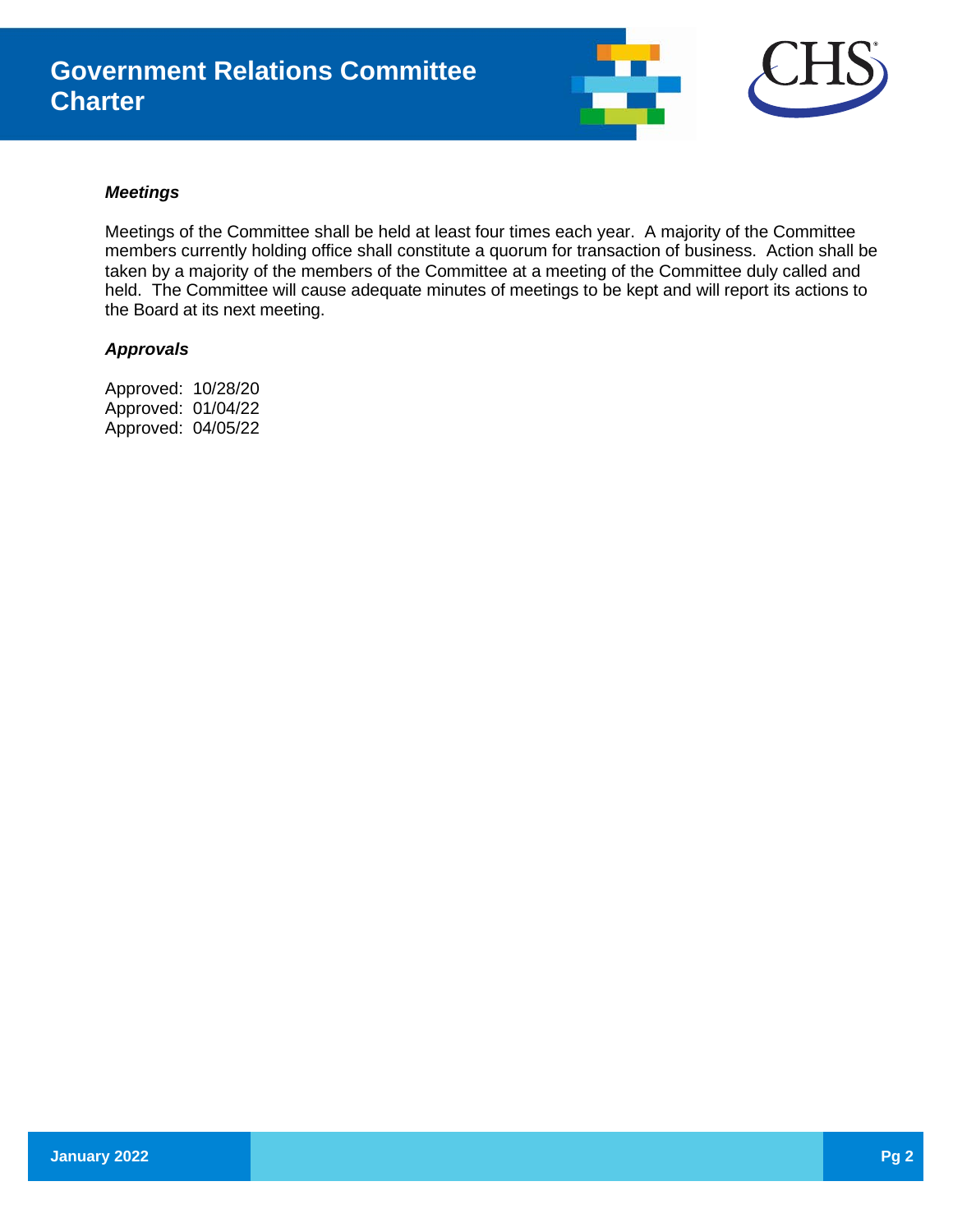### *Meetings*

Meetings of the Committee shall be held at least four times each year. A majority of the Committee members currently holding office shall constitute a quorum for transaction of business. Action shall be taken by a majority of the members of the Committee at a meeting of the Committee duly called and held. The Committee will cause adequate minutes of meetings to be kept and will report its actions to the Board at its next meeting.

### *Approvals*

Approved: 10/28/20
Approved: 01/04/22
Approved: 04/05/22